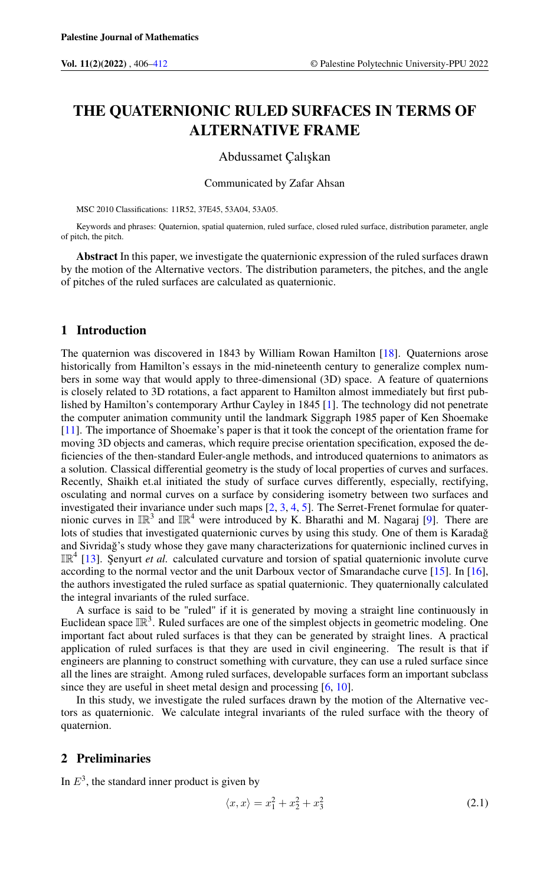# THE QUATERNIONIC RULED SURFACES IN TERMS OF ALTERNATIVE FRAME

Abdussamet Çalışkan

Communicated by Zafar Ahsan

MSC 2010 Classifications: 11R52, 37E45, 53A04, 53A05.

Keywords and phrases: Quaternion, spatial quaternion, ruled surface, closed ruled surface, distribution parameter, angle of pitch, the pitch.

**Abstract** In this paper, we investigate the quaternionic expression of the ruled surfaces drawn by the motion of the Alternative vectors. The distribution parameters, the pitches, and the angle of pitches of the ruled surfaces are calculated as quaternionic.

## 1 Introduction

The quaternion was discovered in 1843 by William Rowan Hamilton [18]. Quaternions arose historically from Hamilton's essays in the mid-nineteenth century to generalize complex numbers in some way that would apply to three-dimensional (3D) space. A feature of quaternions is closely related to 3D rotations, a fact apparent to Hamilton almost immediately but first published by Hamilton's contemporary Arthur Cayley in 1845 [1]. The technology did not penetrate the computer animation community until the landmark Siggraph 1985 paper of Ken Shoemake [11]. The importance of Shoemake's paper is that it took the concept of the orientation frame for moving 3D objects and cameras, which require precise orientation specification, exposed the deficiencies of the then-standard Euler-angle methods, and introduced quaternions to animators as a solution. Classical differential geometry is the study of local properties of curves and surfaces. Recently, Shaikh et.al initiated the study of surface curves differently, especially, rectifying, osculating and normal curves on a surface by considering isometry between two surfaces and investigated their invariance under such maps [2, 3, 4, 5]. The Serret-Frenet formulae for quaternionic curves in $\mathbb{R}^3$ and $\mathbb{R}^4$ were introduced by K. Bharathi and M. Nagaraj [9]. There are lots of studies that investigated quaternionic curves by using this study. One of them is Karadağ and Sivridağ's study whose they gave many characterizations for quaternionic inclined curves in $\mathbb{R}^4$ [13]. Şenyurt *et al.* calculated curvature and torsion of spatial quaternionic involute curve according to the normal vector and the unit Darboux vector of Smarandache curve [15]. In [16], the authors investigated the ruled surface as spatial quaternionic. They quaternionally calculated the integral invariants of the ruled surface.

A surface is said to be "ruled" if it is generated by moving a straight line continuously in Euclidean space $\mathbb{R}^3$. Ruled surfaces are one of the simplest objects in geometric modeling. One important fact about ruled surfaces is that they can be generated by straight lines. A practical application of ruled surfaces is that they are used in civil engineering. The result is that if engineers are planning to construct something with curvature, they can use a ruled surface since all the lines are straight. Among ruled surfaces, developable surfaces form an important subclass since they are useful in sheet metal design and processing [6, 10].

In this study, we investigate the ruled surfaces drawn by the motion of the Alternative vectors as quaternionic. We calculate integral invariants of the ruled surface with the theory of quaternion.

## 2 Preliminaries

In $E^3$, the standard inner product is given by

$$\langle x, x\rangle = x_1^2 + x_2^2 + x_3^2 \tag{2.1}$$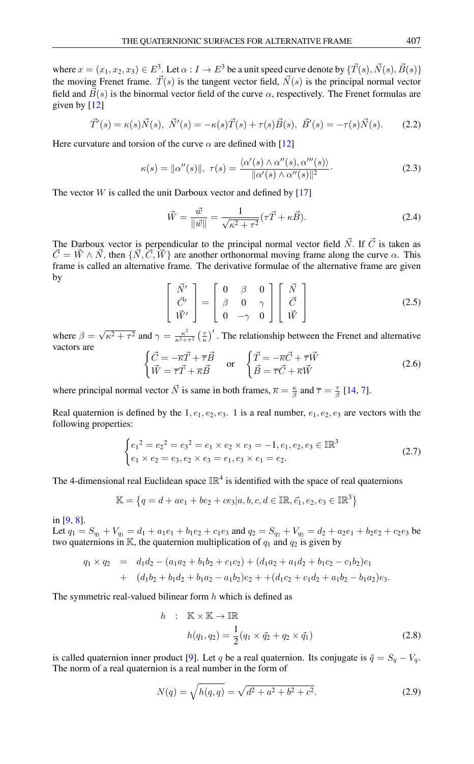where $x = (x_1, x_2, x_3) \in E^3$. Let $\alpha : I \to E^3$ be a unit speed curve denote by $\{\vec{T}(s), \vec{N}(s), \vec{B}(s)\}$ the moving Frenet frame. $\vec{T}(s)$ is the tangent vector field, $\vec{N}(s)$ is the principal normal vector field and $\vec{B}(s)$ is the binormal vector field of the curve $\alpha$, respectively. The Frenet formulas are given by [12]

$$\vec{T}'(s) = \kappa(s)\vec{N}(s), \ \vec{N}'(s) = -\kappa(s)\vec{T}(s) + \tau(s)\vec{B}(s), \ \vec{B}'(s) = -\tau(s)\vec{N}(s). \tag{2.2}$$

Here curvature and torsion of the curve $\alpha$ are defined with [12]

$$\kappa(s) = \|\alpha''(s)\|, \ \tau(s) = \frac{\langle \alpha'(s) \wedge \alpha''(s), \alpha'''(s)\rangle}{\|\alpha'(s) \wedge \alpha''(s)\|^2}. \tag{2.3}$$

The vector $W$ is called the unit Darboux vector and defined by [17]

$$\vec{W} = \frac{\vec{w}}{\|\vec{w}\|} = \frac{1}{\sqrt{\kappa^2 + \tau^2}}(\tau\vec{T} + \kappa\vec{B}). \tag{2.4}$$

The Darboux vector is perpendicular to the principal normal vector field $\vec{N}$. If $\vec{C}$ is taken as $\vec{C} = \vec{W} \wedge \vec{N}$, then $\{\vec{N}, \vec{C}, \vec{W}\}$ are another orthonormal moving frame along the curve $\alpha$. This frame is called an alternative frame. The derivative formulae of the alternative frame are given by

$$\begin{bmatrix} \vec{N}' \\ \vec{C}' \\ \vec{W}' \end{bmatrix} = \begin{bmatrix} 0 & \beta & 0 \\ \beta & 0 & \gamma \\ 0 & -\gamma & 0 \end{bmatrix} \begin{bmatrix} \vec{N} \\ \vec{C} \\ \vec{W} \end{bmatrix} \tag{2.5}$$

where $\beta = \sqrt{\kappa^2 + \tau^2}$ and $\gamma = \frac{\kappa^2}{\kappa^2+\tau^2}\left(\frac{\tau}{\kappa}\right)'$. The relationship between the Frenet and alternative vactors are

$$\begin{cases} \vec{C} = -\overline{\kappa}\vec{T} + \overline{\tau}\vec{B} \\ \vec{W} = \overline{\tau}\vec{T} + \overline{\kappa}\vec{B} \end{cases} \quad \text{or} \quad \begin{cases} \vec{T} = -\overline{\kappa}\vec{C} + \overline{\tau}\vec{W} \\ \vec{B} = \overline{\tau}\vec{C} + \overline{\kappa}\vec{W} \end{cases} \tag{2.6}$$

where principal normal vector $\vec{N}$ is same in both frames, $\overline{\kappa} = \frac{\kappa}{\beta}$ and $\overline{\tau} = \frac{\tau}{\beta}$ [14, 7].

Real quaternion is defined by the $1, e_1, e_2, e_3$. 1 is a real number, $e_1, e_2, e_3$ are vectors with the following properties:

$$\begin{cases} {e_1}^2 = {e_2}^2 = {e_3}^2 = e_1 \times e_2 \times e_3 = -1, e_1, e_2, e_3 \in \mathbb{R}^3 \\ e_1 \times e_2 = e_3, e_2 \times e_3 = e_1, e_3 \times e_1 = e_2. \end{cases} \tag{2.7}$$

The 4-dimensional real Euclidean space $\mathbb{R}^4$ is identified with the space of real quaternions

$$\mathbb{K} = \left\{ q = d + ae_1 + be_2 + ce_3 | a, b, c, d \in \mathbb{R}, \vec{e}_1, e_2, e_3 \in \mathbb{R}^3 \right\}$$

in [9, 8].
Let $q_1 = S_{q_1} + V_{q_1} = d_1 + a_1e_1 + b_1e_2 + c_1e_3$ and $q_2 = S_{q_2} + V_{q_2} = d_2 + a_2e_1 + b_2e_2 + c_2e_3$ be two quaternions in $\mathbb{K}$, the quaternion multiplication of $q_1$ and $q_2$ is given by

$$\begin{aligned} q_1 \times q_2 &= d_1d_2 - (a_1a_2 + b_1b_2 + c_1c_2) + (d_1a_2 + a_1d_2 + b_1c_2 - c_1b_2)e_1 \\ &+ (d_1b_2 + b_1d_2 + b_1a_2 - a_1b_2)e_2 + +(d_1c_2 + c_1d_2 + a_1b_2 - b_1a_2)e_3. \end{aligned}$$

The symmetric real-valued bilinear form $h$ which is defined as

$$\begin{aligned} h \ &: \ \mathbb{K} \times \mathbb{K} \to \mathbb{R} \\ &h(q_1, q_2) = \frac{1}{2}(q_1 \times \bar{q_2} + q_2 \times \bar{q_1}) \end{aligned} \tag{2.8}$$

is called quaternion inner product [9]. Let $q$ be a real quaternion. Its conjugate is $\bar{q} = S_q - V_q$. The norm of a real quaternion is a real number in the form of

$$N(q) = \sqrt{h(q,q)} = \sqrt{d^2 + a^2 + b^2 + c^2}. \tag{2.9}$$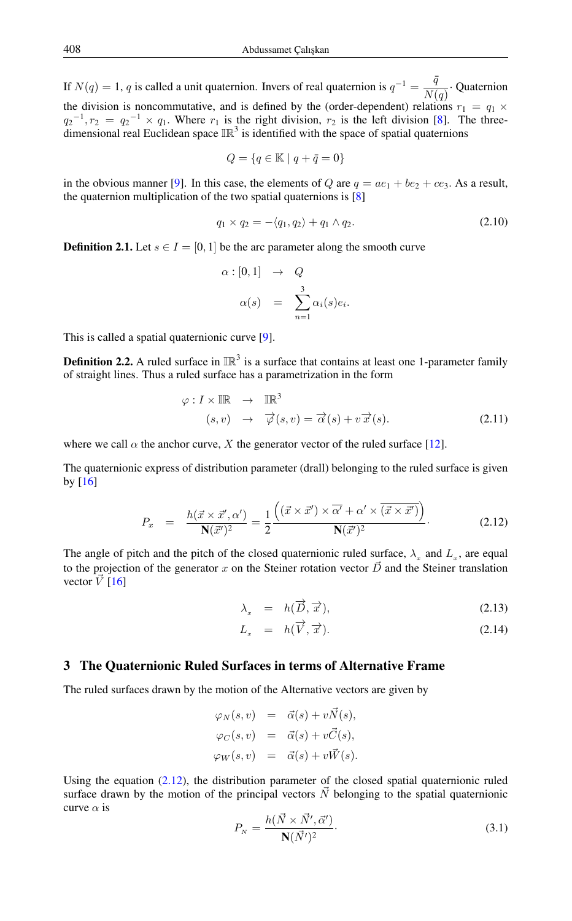If $N(q) = 1$, $q$ is called a unit quaternion. Invers of real quaternion is $q^{-1} = \dfrac{\bar{q}}{N(q)}\cdot$ Quaternion the division is noncommutative, and is defined by the (order-dependent) relations $r_1 = q_1 \times {q_2}^{-1}, r_2 = {q_2}^{-1} \times q_1$. Where $r_1$ is the right division, $r_2$ is the left division [8]. The three-dimensional real Euclidean space $\mathbb{IR}^3$ is identified with the space of spatial quaternions

$$Q = \{q \in \mathbb{K} \mid q + \bar{q} = 0\}$$

in the obvious manner [9]. In this case, the elements of $Q$ are $q = ae_1 + be_2 + ce_3$. As a result, the quaternion multiplication of the two spatial quaternions is [8]

$$q_1 \times q_2 = -\langle q_1, q_2\rangle + q_1 \wedge q_2. \tag{2.10}$$

**Definition 2.1.** Let $s \in I = [0, 1]$ be the arc parameter along the smooth curve

$$\begin{aligned} \alpha : [0,1] \quad &\rightarrow \quad Q \\ \alpha(s) \quad &= \quad \sum_{n=1}^{3} \alpha_i(s) e_i. \end{aligned}$$

This is called a spatial quaternionic curve [9].

**Definition 2.2.** A ruled surface in $\mathbb{IR}^3$ is a surface that contains at least one 1-parameter family of straight lines. Thus a ruled surface has a parametrization in the form

$$\begin{aligned} \varphi : I \times \mathbb{IR} \quad &\rightarrow \quad \mathbb{IR}^3 \\ (s,v) \quad &\rightarrow \quad \overrightarrow{\varphi}(s,v) = \overrightarrow{\alpha}(s) + v\overrightarrow{x}(s). \end{aligned} \tag{2.11}$$

where we call $\alpha$ the anchor curve, $X$ the generator vector of the ruled surface [12].

The quaternionic express of distribution parameter (drall) belonging to the ruled surface is given by [16]

$$P_x = \frac{h(\vec{x} \times \vec{x}', \alpha')}{\mathbf{N}(\vec{x}')^2} = \frac{1}{2} \frac{\left( (\vec{x} \times \vec{x}') \times \overline{\alpha'} + \alpha' \times \overline{(\vec{x} \times \vec{x}')} \right)}{\mathbf{N}(\vec{x}')^2}. \tag{2.12}$$

The angle of pitch and the pitch of the closed quaternionic ruled surface, $\lambda_x$ and $L_x$, are equal to the projection of the generator $x$ on the Steiner rotation vector $\vec{D}$ and the Steiner translation vector $\vec{V}$ [16]

$$\lambda_x = h(\overrightarrow{D}, \overrightarrow{x}), \tag{2.13}$$

$$L_x = h(\overrightarrow{V}, \overrightarrow{x}). \tag{2.14}$$

## 3 The Quaternionic Ruled Surfaces in terms of Alternative Frame

The ruled surfaces drawn by the motion of the Alternative vectors are given by

$$\begin{aligned} \varphi_N(s,v) &= \vec{\alpha}(s) + v\vec{N}(s), \\ \varphi_C(s,v) &= \vec{\alpha}(s) + v\vec{C}(s), \\ \varphi_W(s,v) &= \vec{\alpha}(s) + v\vec{W}(s). \end{aligned}$$

Using the equation (2.12), the distribution parameter of the closed spatial quaternionic ruled surface drawn by the motion of the principal vectors $\vec{N}$ belonging to the spatial quaternionic curve $\alpha$ is

$$P_N = \frac{h(\vec{N} \times \vec{N}', \vec{\alpha}')}{\mathbf{N}(\vec{N}')^2}. \tag{3.1}$$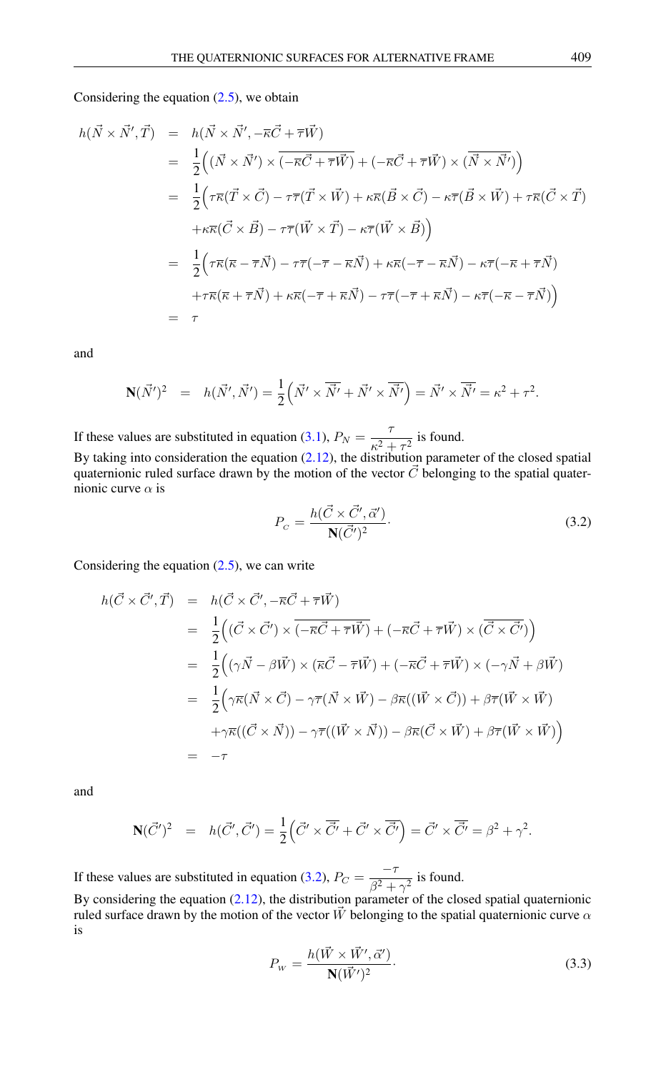Considering the equation (2.5), we obtain

$$
\begin{aligned}
h(\vec{N}\times\vec{N}',\vec{T}) &= h(\vec{N}\times\vec{N}',-\overline{\kappa}\vec{C}+\overline{\tau}\vec{W}) \\
&= \frac{1}{2}\Big((\vec{N}\times\vec{N}')\times\overline{(-\overline{\kappa}\vec{C}+\overline{\tau}\vec{W})}+(-\overline{\kappa}\vec{C}+\overline{\tau}\vec{W})\times\overline{(\vec{N}\times\vec{N}')}\Big) \\
&= \frac{1}{2}\Big(\tau\overline{\kappa}(\vec{T}\times\vec{C})-\tau\overline{\tau}(\vec{T}\times\vec{W})+\kappa\overline{\kappa}(\vec{B}\times\vec{C})-\kappa\overline{\tau}(\vec{B}\times\vec{W})+\tau\overline{\kappa}(\vec{C}\times\vec{T}) \\
&\quad +\kappa\overline{\kappa}(\vec{C}\times\vec{B})-\tau\overline{\tau}(\vec{W}\times\vec{T})-\kappa\overline{\tau}(\vec{W}\times\vec{B})\Big) \\
&= \frac{1}{2}\Big(\tau\overline{\kappa}(\overline{\kappa}-\overline{\tau}\vec{N})-\tau\overline{\tau}(-\overline{\tau}-\overline{\kappa}\vec{N})+\kappa\overline{\kappa}(-\overline{\tau}-\overline{\kappa}\vec{N})-\kappa\overline{\tau}(-\overline{\kappa}+\overline{\tau}\vec{N}) \\
&\quad +\tau\overline{\kappa}(\overline{\kappa}+\overline{\tau}\vec{N})+\kappa\overline{\kappa}(-\overline{\tau}+\overline{\kappa}\vec{N})-\tau\overline{\tau}(-\overline{\tau}+\overline{\kappa}\vec{N})-\kappa\overline{\tau}(-\overline{\kappa}-\overline{\tau}\vec{N})\Big) \\
&= \tau
\end{aligned}
$$

and

$$
\mathbf{N}(\vec{N}')^2 = h(\vec{N}',\vec{N}')=\frac{1}{2}\Big(\vec{N}'\times\overline{\vec{N}'}+\vec{N}'\times\overline{\vec{N}'}\Big)=\vec{N}'\times\overline{\vec{N}'}=\kappa^2+\tau^2.
$$

If these values are substituted in equation (3.1), $P_N=\dfrac{\tau}{\kappa^2+\tau^2}$ is found.

By taking into consideration the equation (2.12), the distribution parameter of the closed spatial quaternionic ruled surface drawn by the motion of the vector $\vec{C}$ belonging to the spatial quaternionic curve $\alpha$ is

$$
P_C=\frac{h(\vec{C}\times\vec{C}',\vec{\alpha}')}{\mathbf{N}(\vec{C}')^2}. \tag{3.2}
$$

Considering the equation (2.5), we can write

$$
\begin{aligned}
h(\vec{C}\times\vec{C}',\vec{T}) &= h(\vec{C}\times\vec{C}',-\overline{\kappa}\vec{C}+\overline{\tau}\vec{W}) \\
&= \frac{1}{2}\Big((\vec{C}\times\vec{C}')\times\overline{(-\overline{\kappa}\vec{C}+\overline{\tau}\vec{W})}+(-\overline{\kappa}\vec{C}+\overline{\tau}\vec{W})\times\overline{(\vec{C}\times\vec{C}')}\Big) \\
&= \frac{1}{2}\Big((\gamma\vec{N}-\beta\vec{W})\times(\overline{\kappa}\vec{C}-\overline{\tau}\vec{W})+(-\overline{\kappa}\vec{C}+\overline{\tau}\vec{W})\times(-\gamma\vec{N}+\beta\vec{W})\Big) \\
&= \frac{1}{2}\Big(\gamma\overline{\kappa}(\vec{N}\times\vec{C})-\gamma\overline{\tau}(\vec{N}\times\vec{W})-\beta\overline{\kappa}((\vec{W}\times\vec{C}))+\beta\overline{\tau}(\vec{W}\times\vec{W}) \\
&\quad +\gamma\overline{\kappa}((\vec{C}\times\vec{N}))-\gamma\overline{\tau}((\vec{W}\times\vec{N}))-\beta\overline{\kappa}(\vec{C}\times\vec{W})+\beta\overline{\tau}(\vec{W}\times\vec{W})\Big) \\
&= -\tau
\end{aligned}
$$

and

$$
\mathbf{N}(\vec{C}')^2 = h(\vec{C}',\vec{C}')=\frac{1}{2}\Big(\vec{C}'\times\overline{\vec{C}'}+\vec{C}'\times\overline{\vec{C}'}\Big)=\vec{C}'\times\overline{\vec{C}'}=\beta^2+\gamma^2.
$$

If these values are substituted in equation (3.2), $P_C=\dfrac{-\tau}{\beta^2+\gamma^2}$ is found.

By considering the equation (2.12), the distribution parameter of the closed spatial quaternionic ruled surface drawn by the motion of the vector $\vec{W}$ belonging to the spatial quaternionic curve $\alpha$ is

$$
P_W=\frac{h(\vec{W}\times\vec{W}',\vec{\alpha}')}{\mathbf{N}(\vec{W}')^2}. \tag{3.3}
$$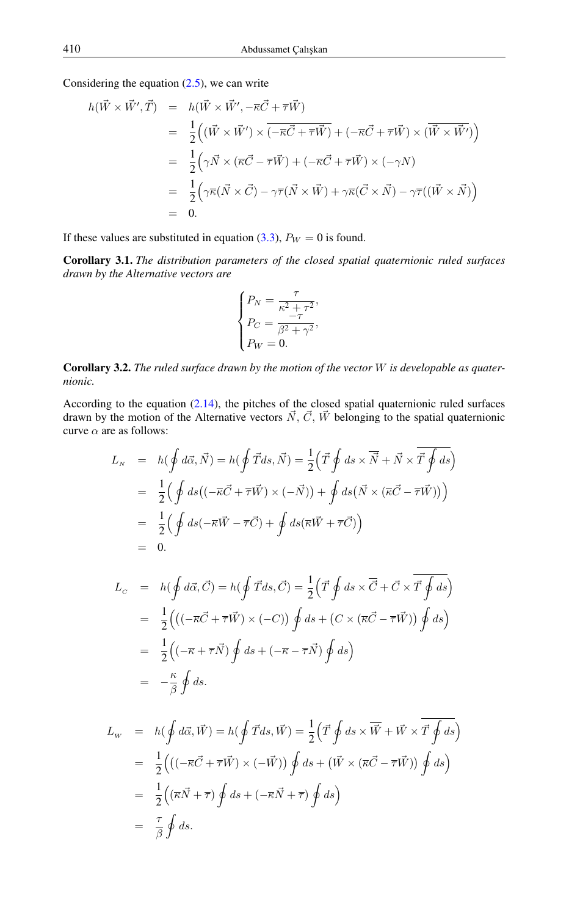Considering the equation (2.5), we can write

$$
\begin{aligned}
h(\vec{W}\times\vec{W}',\vec{T}) &= h(\vec{W}\times\vec{W}',-\overline{\kappa}\vec{C}+\overline{\tau}\vec{W})\\
&= \frac{1}{2}\Big((\vec{W}\times\vec{W}')\times\overline{(-\overline{\kappa}\vec{C}+\overline{\tau}\vec{W})}+(-\overline{\kappa}\vec{C}+\overline{\tau}\vec{W})\times(\overline{\vec{W}\times\vec{W}'})\Big)\\
&= \frac{1}{2}\Big(\gamma\vec{N}\times(\overline{\kappa}\vec{C}-\overline{\tau}\vec{W})+(-\overline{\kappa}\vec{C}+\overline{\tau}\vec{W})\times(-\gamma N)\Big)\\
&= \frac{1}{2}\Big(\gamma\overline{\kappa}(\vec{N}\times\vec{C})-\gamma\overline{\tau}(\vec{N}\times\vec{W})+\gamma\overline{\kappa}(\vec{C}\times\vec{N})-\gamma\overline{\tau}((\vec{W}\times\vec{N})\Big)\\
&= 0.
\end{aligned}
$$

If these values are substituted in equation (3.3), $P_W=0$ is found.

**Corollary 3.1.** *The distribution parameters of the closed spatial quaternionic ruled surfaces drawn by the Alternative vectors are*

$$
\begin{cases}
P_N=\dfrac{\tau}{\kappa^2+\tau^2},\\
P_C=\dfrac{-\tau}{\beta^2+\gamma^2},\\
P_W=0.
\end{cases}
$$

**Corollary 3.2.** *The ruled surface drawn by the motion of the vector $W$ is developable as quaternionic.*

According to the equation (2.14), the pitches of the closed spatial quaternionic ruled surfaces drawn by the motion of the Alternative vectors $\vec{N}$, $\vec{C}$, $\vec{W}$ belonging to the spatial quaternionic curve $\alpha$ are as follows:

$$
\begin{aligned}
L_{N} &= h(\oint d\vec{\alpha},\vec{N})=h(\oint\vec{T}ds,\vec{N})=\frac{1}{2}\Big(\vec{T}\oint ds\times\overline{\vec{N}}+\vec{N}\times\overline{\vec{T}\oint ds}\Big)\\
&= \frac{1}{2}\Big(\oint ds\big((-\overline{\kappa}\vec{C}+\overline{\tau}\vec{W})\times(-\vec{N})\big)+\oint ds\big(\vec{N}\times(\overline{\kappa}\vec{C}-\overline{\tau}\vec{W})\big)\Big)\\
&= \frac{1}{2}\Big(\oint ds(-\overline{\kappa}\vec{W}-\overline{\tau}\vec{C})+\oint ds(\overline{\kappa}\vec{W}+\overline{\tau}\vec{C})\Big)\\
&= 0.
\end{aligned}
$$

$$
\begin{aligned}
L_{C} &= h(\oint d\vec{\alpha},\vec{C})=h(\oint\vec{T}ds,\vec{C})=\frac{1}{2}\Big(\vec{T}\oint ds\times\overline{\vec{C}}+\vec{C}\times\overline{\vec{T}\oint ds}\Big)\\
&= \frac{1}{2}\Big(\big((-\overline{\kappa}\vec{C}+\overline{\tau}\vec{W})\times(-C)\big)\oint ds+\big(C\times(\overline{\kappa}\vec{C}-\overline{\tau}\vec{W})\big)\oint ds\Big)\\
&= \frac{1}{2}\Big((-\overline{\kappa}+\overline{\tau}\vec{N})\oint ds+(-\overline{\kappa}-\overline{\tau}\vec{N})\oint ds\Big)\\
&= -\frac{\kappa}{\beta}\oint ds.
\end{aligned}
$$

$$
\begin{aligned}
L_{W} &= h(\oint d\vec{\alpha},\vec{W})=h(\oint\vec{T}ds,\vec{W})=\frac{1}{2}\Big(\vec{T}\oint ds\times\overline{\vec{W}}+\vec{W}\times\overline{\vec{T}\oint ds}\Big)\\
&= \frac{1}{2}\Big(\big((-\overline{\kappa}\vec{C}+\overline{\tau}\vec{W})\times(-\vec{W})\big)\oint ds+\big(\vec{W}\times(\overline{\kappa}\vec{C}-\overline{\tau}\vec{W})\big)\oint ds\Big)\\
&= \frac{1}{2}\Big((\overline{\kappa}\vec{N}+\overline{\tau})\oint ds+(-\overline{\kappa}\vec{N}+\overline{\tau})\oint ds\Big)\\
&= \frac{\tau}{\beta}\oint ds.
\end{aligned}
$$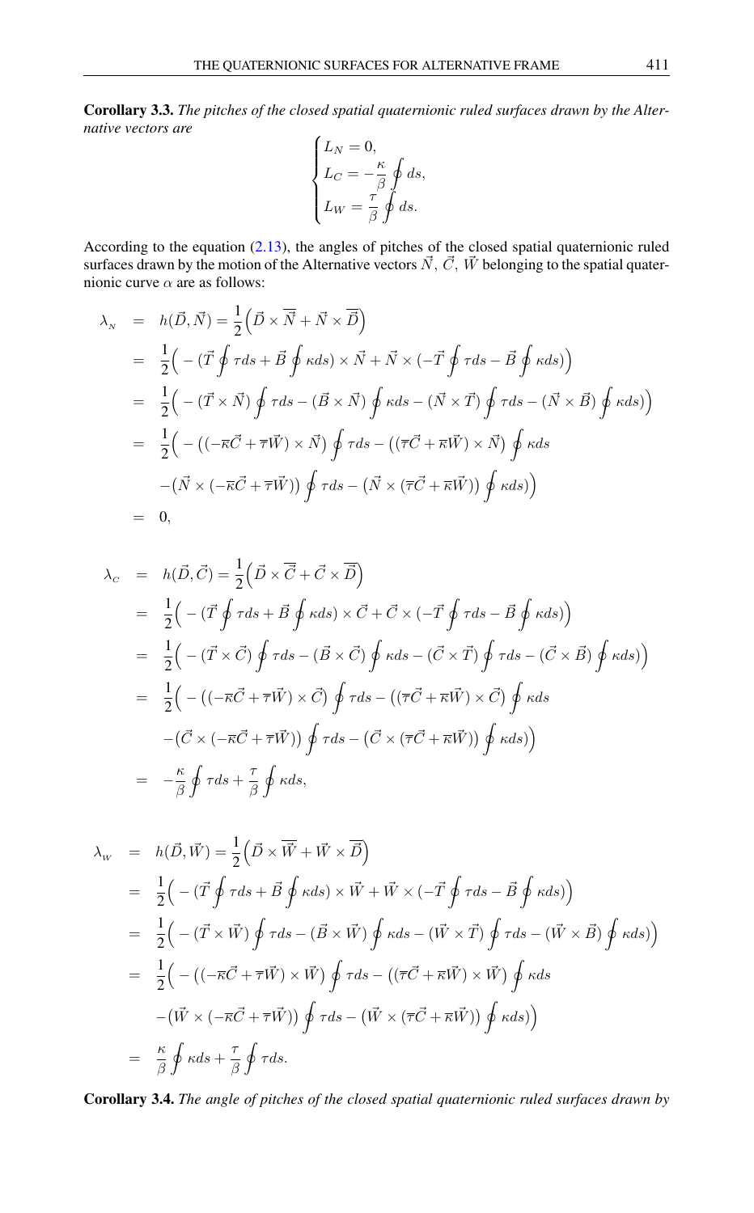**Corollary 3.3.** *The pitches of the closed spatial quaternionic ruled surfaces drawn by the Alternative vectors are*

$$\begin{cases} L_N = 0, \\ L_C = -\dfrac{\kappa}{\beta} \oint ds, \\ L_W = \dfrac{\tau}{\beta} \oint ds. \end{cases}$$

According to the equation (2.13), the angles of pitches of the closed spatial quaternionic ruled surfaces drawn by the motion of the Alternative vectors $\vec{N}$, $\vec{C}$, $\vec{W}$ belonging to the spatial quaternionic curve $\alpha$ are as follows:

$$\begin{aligned}
\lambda_{_N} &= h(\vec{D}, \vec{N}) = \frac{1}{2}\Big(\vec{D} \times \overline{\vec{N}} + \vec{N} \times \overline{\vec{D}}\Big) \\
&= \frac{1}{2}\Big( -(\vec{T} \oint \tau ds + \vec{B} \oint \kappa ds) \times \vec{N} + \vec{N} \times (-\vec{T} \oint \tau ds - \vec{B} \oint \kappa ds)\Big) \\
&= \frac{1}{2}\Big( -(\vec{T} \times \vec{N}) \oint \tau ds - (\vec{B} \times \vec{N}) \oint \kappa ds - (\vec{N} \times \vec{T}) \oint \tau ds - (\vec{N} \times \vec{B}) \oint \kappa ds)\Big) \\
&= \frac{1}{2}\Big( -\big((-\overline{\kappa}\vec{C} + \overline{\tau}\vec{W}) \times \vec{N}\big) \oint \tau ds - \big((\overline{\tau}\vec{C} + \overline{\kappa}\vec{W}) \times \vec{N}\big) \oint \kappa ds \\
&\quad -\big(\vec{N} \times (-\overline{\kappa}\vec{C} + \overline{\tau}\vec{W})\big) \oint \tau ds - \big(\vec{N} \times (\overline{\tau}\vec{C} + \overline{\kappa}\vec{W})\big) \oint \kappa ds)\Big) \\
&= 0,
\end{aligned}$$

$$\begin{aligned}
\lambda_{_C} &= h(\vec{D}, \vec{C}) = \frac{1}{2}\Big(\vec{D} \times \overline{\vec{C}} + \vec{C} \times \overline{\vec{D}}\Big) \\
&= \frac{1}{2}\Big( -(\vec{T} \oint \tau ds + \vec{B} \oint \kappa ds) \times \vec{C} + \vec{C} \times (-\vec{T} \oint \tau ds - \vec{B} \oint \kappa ds)\Big) \\
&= \frac{1}{2}\Big( -(\vec{T} \times \vec{C}) \oint \tau ds - (\vec{B} \times \vec{C}) \oint \kappa ds - (\vec{C} \times \vec{T}) \oint \tau ds - (\vec{C} \times \vec{B}) \oint \kappa ds)\Big) \\
&= \frac{1}{2}\Big( -\big((-\overline{\kappa}\vec{C} + \overline{\tau}\vec{W}) \times \vec{C}\big) \oint \tau ds - \big((\overline{\tau}\vec{C} + \overline{\kappa}\vec{W}) \times \vec{C}\big) \oint \kappa ds \\
&\quad -\big(\vec{C} \times (-\overline{\kappa}\vec{C} + \overline{\tau}\vec{W})\big) \oint \tau ds - \big(\vec{C} \times (\overline{\tau}\vec{C} + \overline{\kappa}\vec{W})\big) \oint \kappa ds)\Big) \\
&= -\frac{\kappa}{\beta} \oint \tau ds + \frac{\tau}{\beta} \oint \kappa ds,
\end{aligned}$$

$$\begin{aligned}
\lambda_{_W} &= h(\vec{D}, \vec{W}) = \frac{1}{2}\Big(\vec{D} \times \overline{\vec{W}} + \vec{W} \times \overline{\vec{D}}\Big) \\
&= \frac{1}{2}\Big( -(\vec{T} \oint \tau ds + \vec{B} \oint \kappa ds) \times \vec{W} + \vec{W} \times (-\vec{T} \oint \tau ds - \vec{B} \oint \kappa ds)\Big) \\
&= \frac{1}{2}\Big( -(\vec{T} \times \vec{W}) \oint \tau ds - (\vec{B} \times \vec{W}) \oint \kappa ds - (\vec{W} \times \vec{T}) \oint \tau ds - (\vec{W} \times \vec{B}) \oint \kappa ds)\Big) \\
&= \frac{1}{2}\Big( -\big((-\overline{\kappa}\vec{C} + \overline{\tau}\vec{W}) \times \vec{W}\big) \oint \tau ds - \big((\overline{\tau}\vec{C} + \overline{\kappa}\vec{W}) \times \vec{W}\big) \oint \kappa ds \\
&\quad -\big(\vec{W} \times (-\overline{\kappa}\vec{C} + \overline{\tau}\vec{W})\big) \oint \tau ds - \big(\vec{W} \times (\overline{\tau}\vec{C} + \overline{\kappa}\vec{W})\big) \oint \kappa ds)\Big) \\
&= \frac{\kappa}{\beta} \oint \kappa ds + \frac{\tau}{\beta} \oint \tau ds.
\end{aligned}$$

**Corollary 3.4.** *The angle of pitches of the closed spatial quaternionic ruled surfaces drawn by*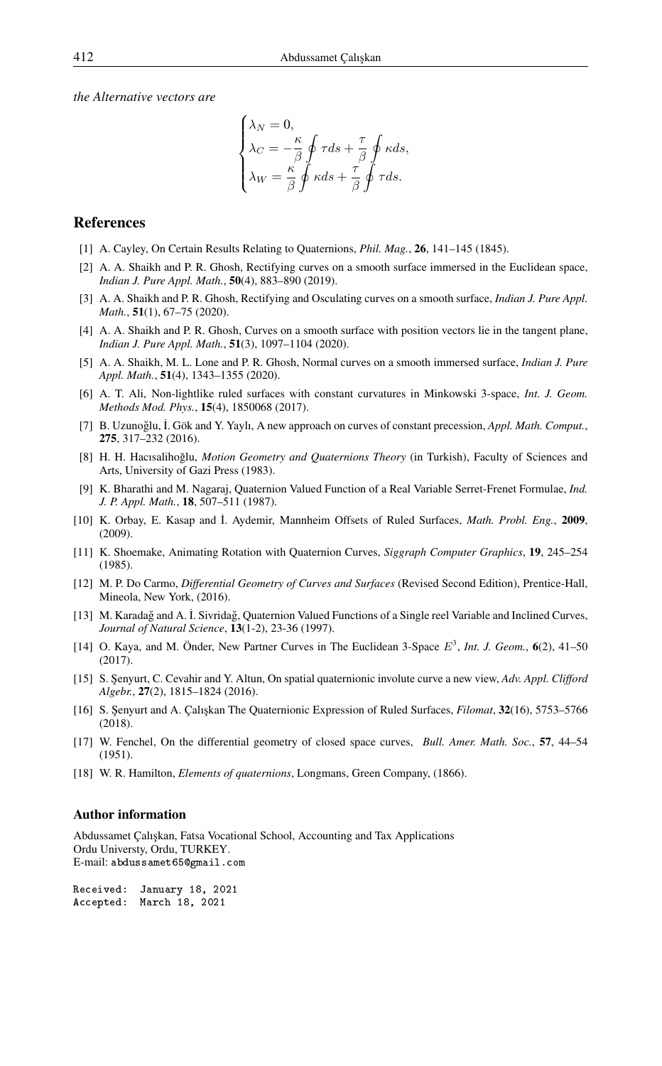*the Alternative vectors are*

$$\begin{cases} \lambda_N = 0, \\ \lambda_C = -\dfrac{\kappa}{\beta}\displaystyle\oint \tau ds + \dfrac{\tau}{\beta}\oint \kappa ds, \\ \lambda_W = \dfrac{\kappa}{\beta}\displaystyle\oint \kappa ds + \dfrac{\tau}{\beta}\oint \tau ds. \end{cases}$$

## References

[1] A. Cayley, On Certain Results Relating to Quaternions, *Phil. Mag.*, **26**, 141–145 (1845).

[2] A. A. Shaikh and P. R. Ghosh, Rectifying curves on a smooth surface immersed in the Euclidean space, *Indian J. Pure Appl. Math.*, **50**(4), 883–890 (2019).

[3] A. A. Shaikh and P. R. Ghosh, Rectifying and Osculating curves on a smooth surface, *Indian J. Pure Appl. Math.*, **51**(1), 67–75 (2020).

[4] A. A. Shaikh and P. R. Ghosh, Curves on a smooth surface with position vectors lie in the tangent plane, *Indian J. Pure Appl. Math.*, **51**(3), 1097–1104 (2020).

[5] A. A. Shaikh, M. L. Lone and P. R. Ghosh, Normal curves on a smooth immersed surface, *Indian J. Pure Appl. Math.*, **51**(4), 1343–1355 (2020).

[6] A. T. Ali, Non-lightlike ruled surfaces with constant curvatures in Minkowski 3-space, *Int. J. Geom. Methods Mod. Phys.*, **15**(4), 1850068 (2017).

[7] B. Uzunoğlu, İ. Gök and Y. Yaylı, A new approach on curves of constant precession, *Appl. Math. Comput.*, **275**, 317–232 (2016).

[8] H. H. Hacısalihoğlu, *Motion Geometry and Quaternions Theory* (in Turkish), Faculty of Sciences and Arts, University of Gazi Press (1983).

[9] K. Bharathi and M. Nagaraj, Quaternion Valued Function of a Real Variable Serret-Frenet Formulae, *Ind. J. P. Appl. Math.*, **18**, 507–511 (1987).

[10] K. Orbay, E. Kasap and İ. Aydemir, Mannheim Offsets of Ruled Surfaces, *Math. Probl. Eng.*, **2009**, (2009).

[11] K. Shoemake, Animating Rotation with Quaternion Curves, *Siggraph Computer Graphics*, **19**, 245–254 (1985).

[12] M. P. Do Carmo, *Differential Geometry of Curves and Surfaces* (Revised Second Edition), Prentice-Hall, Mineola, New York, (2016).

[13] M. Karadağ and A. İ. Sivridağ, Quaternion Valued Functions of a Single reel Variable and Inclined Curves, *Journal of Natural Science*, **13**(1-2), 23-36 (1997).

[14] O. Kaya, and M. Önder, New Partner Curves in The Euclidean 3-Space $E^3$, *Int. J. Geom.*, **6**(2), 41–50 (2017).

[15] S. Şenyurt, C. Cevahir and Y. Altun, On spatial quaternionic involute curve a new view, *Adv. Appl. Clifford Algebr.*, **27**(2), 1815–1824 (2016).

[16] S. Şenyurt and A. Çalışkan The Quaternionic Expression of Ruled Surfaces, *Filomat*, **32**(16), 5753–5766 (2018).

[17] W. Fenchel, On the differential geometry of closed space curves, *Bull. Amer. Math. Soc.*, **57**, 44–54 (1951).

[18] W. R. Hamilton, *Elements of quaternions*, Longmans, Green Company, (1866).

### Author information

Abdussamet Çalışkan, Fatsa Vocational School, Accounting and Tax Applications
Ordu Universty, Ordu, TURKEY.
E-mail: abdussamet65@gmail.com

Received: January 18, 2021
Accepted: March 18, 2021